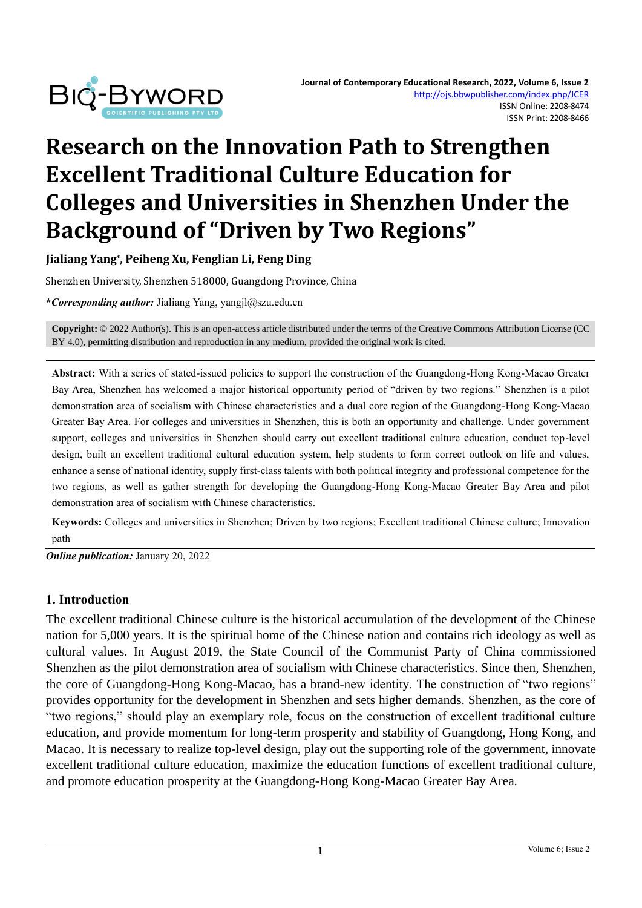# Research on the Innovation Path to Strengthen Excellent Traditional Culture Education for Colleges and Universities in Shenzhen Under the Background of "Driven by Two Regions"

**Jialiang Yang\*, Peiheng Xu, Fenglian Li, Feng Ding**

Shenzhen University, Shenzhen 518000, Guangdong Province, China

**\*Corresponding author:** Jialiang Yang, yangjl@szu.edu.cn

**Copyright:** © 2022 Author(s). This is an open-access article distributed under the terms of the Creative Commons Attribution License (CC BY 4.0), permitting distribution and reproduction in any medium, provided the original work is cited.

**Abstract:** With a series of stated-issued policies to support the construction of the Guangdong-Hong Kong-Macao Greater Bay Area, Shenzhen has welcomed a major historical opportunity period of "driven by two regions." Shenzhen is a pilot demonstration area of socialism with Chinese characteristics and a dual core region of the Guangdong-Hong Kong-Macao Greater Bay Area. For colleges and universities in Shenzhen, this is both an opportunity and challenge. Under government support, colleges and universities in Shenzhen should carry out excellent traditional culture education, conduct top-level design, built an excellent traditional cultural education system, help students to form correct outlook on life and values, enhance a sense of national identity, supply first-class talents with both political integrity and professional competence for the two regions, as well as gather strength for developing the Guangdong-Hong Kong-Macao Greater Bay Area and pilot demonstration area of socialism with Chinese characteristics.

**Keywords:** Colleges and universities in Shenzhen; Driven by two regions; Excellent traditional Chinese culture; Innovation path

***Online publication:*** January 20, 2022

## 1. Introduction

The excellent traditional Chinese culture is the historical accumulation of the development of the Chinese nation for 5,000 years. It is the spiritual home of the Chinese nation and contains rich ideology as well as cultural values. In August 2019, the State Council of the Communist Party of China commissioned Shenzhen as the pilot demonstration area of socialism with Chinese characteristics. Since then, Shenzhen, the core of Guangdong-Hong Kong-Macao, has a brand-new identity. The construction of "two regions" provides opportunity for the development in Shenzhen and sets higher demands. Shenzhen, as the core of "two regions," should play an exemplary role, focus on the construction of excellent traditional culture education, and provide momentum for long-term prosperity and stability of Guangdong, Hong Kong, and Macao. It is necessary to realize top-level design, play out the supporting role of the government, innovate excellent traditional culture education, maximize the education functions of excellent traditional culture, and promote education prosperity at the Guangdong-Hong Kong-Macao Greater Bay Area.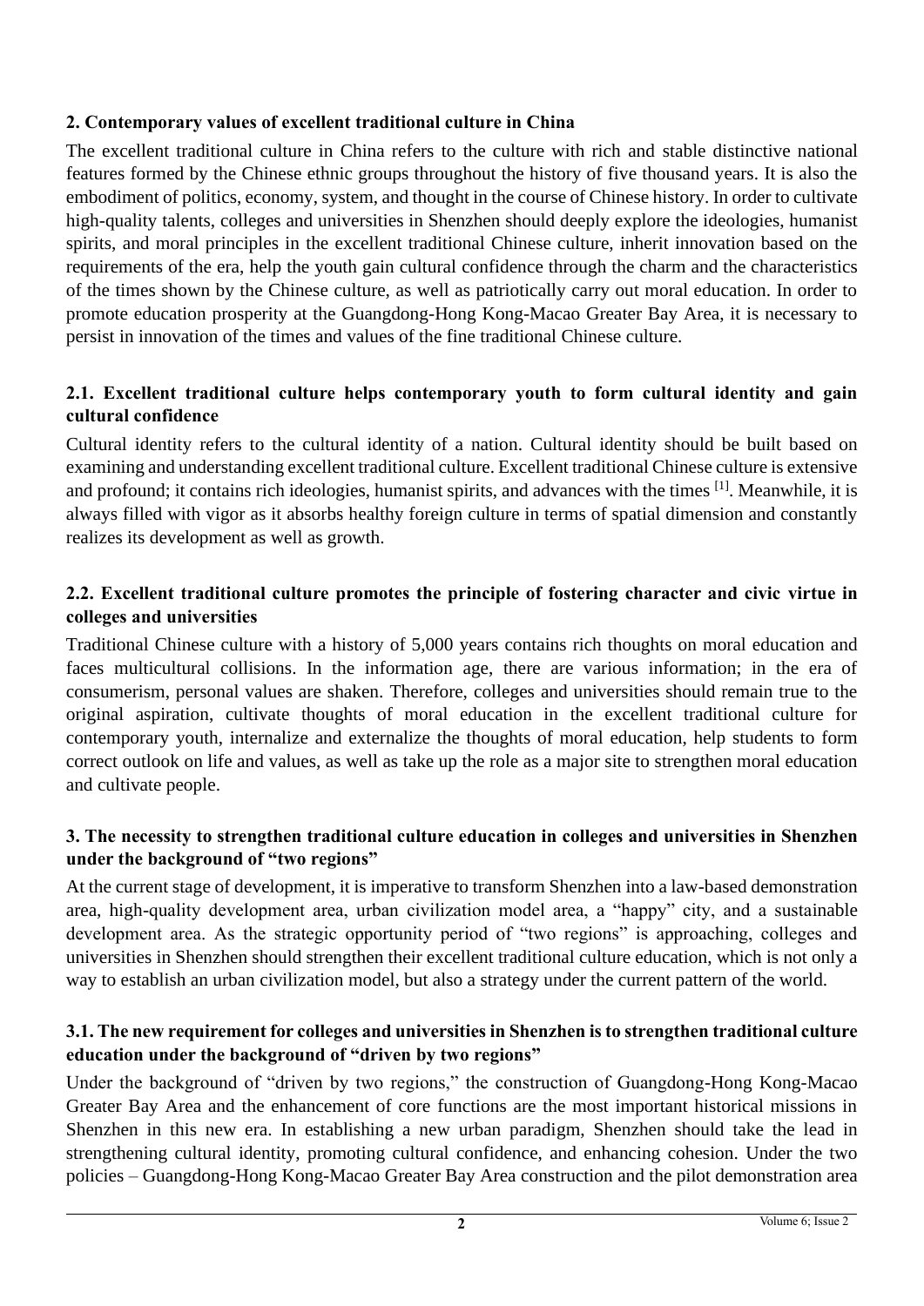## 2. Contemporary values of excellent traditional culture in China

The excellent traditional culture in China refers to the culture with rich and stable distinctive national features formed by the Chinese ethnic groups throughout the history of five thousand years. It is also the embodiment of politics, economy, system, and thought in the course of Chinese history. In order to cultivate high-quality talents, colleges and universities in Shenzhen should deeply explore the ideologies, humanist spirits, and moral principles in the excellent traditional Chinese culture, inherit innovation based on the requirements of the era, help the youth gain cultural confidence through the charm and the characteristics of the times shown by the Chinese culture, as well as patriotically carry out moral education. In order to promote education prosperity at the Guangdong-Hong Kong-Macao Greater Bay Area, it is necessary to persist in innovation of the times and values of the fine traditional Chinese culture.

### 2.1. Excellent traditional culture helps contemporary youth to form cultural identity and gain cultural confidence

Cultural identity refers to the cultural identity of a nation. Cultural identity should be built based on examining and understanding excellent traditional culture. Excellent traditional Chinese culture is extensive and profound; it contains rich ideologies, humanist spirits, and advances with the times [1]. Meanwhile, it is always filled with vigor as it absorbs healthy foreign culture in terms of spatial dimension and constantly realizes its development as well as growth.

### 2.2. Excellent traditional culture promotes the principle of fostering character and civic virtue in colleges and universities

Traditional Chinese culture with a history of 5,000 years contains rich thoughts on moral education and faces multicultural collisions. In the information age, there are various information; in the era of consumerism, personal values are shaken. Therefore, colleges and universities should remain true to the original aspiration, cultivate thoughts of moral education in the excellent traditional culture for contemporary youth, internalize and externalize the thoughts of moral education, help students to form correct outlook on life and values, as well as take up the role as a major site to strengthen moral education and cultivate people.

## 3. The necessity to strengthen traditional culture education in colleges and universities in Shenzhen under the background of "two regions"

At the current stage of development, it is imperative to transform Shenzhen into a law-based demonstration area, high-quality development area, urban civilization model area, a "happy" city, and a sustainable development area. As the strategic opportunity period of "two regions" is approaching, colleges and universities in Shenzhen should strengthen their excellent traditional culture education, which is not only a way to establish an urban civilization model, but also a strategy under the current pattern of the world.

### 3.1. The new requirement for colleges and universities in Shenzhen is to strengthen traditional culture education under the background of "driven by two regions"

Under the background of "driven by two regions," the construction of Guangdong-Hong Kong-Macao Greater Bay Area and the enhancement of core functions are the most important historical missions in Shenzhen in this new era. In establishing a new urban paradigm, Shenzhen should take the lead in strengthening cultural identity, promoting cultural confidence, and enhancing cohesion. Under the two policies – Guangdong-Hong Kong-Macao Greater Bay Area construction and the pilot demonstration area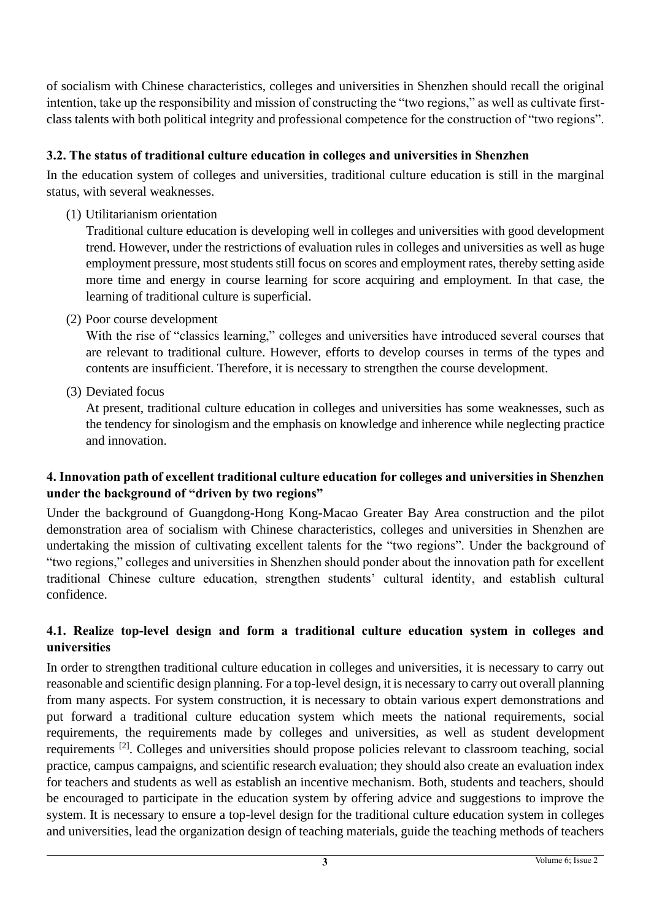of socialism with Chinese characteristics, colleges and universities in Shenzhen should recall the original intention, take up the responsibility and mission of constructing the "two regions," as well as cultivate first-class talents with both political integrity and professional competence for the construction of "two regions".

### 3.2. The status of traditional culture education in colleges and universities in Shenzhen

In the education system of colleges and universities, traditional culture education is still in the marginal status, with several weaknesses.

(1) Utilitarianism orientation

Traditional culture education is developing well in colleges and universities with good development trend. However, under the restrictions of evaluation rules in colleges and universities as well as huge employment pressure, most students still focus on scores and employment rates, thereby setting aside more time and energy in course learning for score acquiring and employment. In that case, the learning of traditional culture is superficial.

(2) Poor course development

With the rise of "classics learning," colleges and universities have introduced several courses that are relevant to traditional culture. However, efforts to develop courses in terms of the types and contents are insufficient. Therefore, it is necessary to strengthen the course development.

(3) Deviated focus

At present, traditional culture education in colleges and universities has some weaknesses, such as the tendency for sinologism and the emphasis on knowledge and inherence while neglecting practice and innovation.

## 4. Innovation path of excellent traditional culture education for colleges and universities in Shenzhen under the background of "driven by two regions"

Under the background of Guangdong-Hong Kong-Macao Greater Bay Area construction and the pilot demonstration area of socialism with Chinese characteristics, colleges and universities in Shenzhen are undertaking the mission of cultivating excellent talents for the "two regions". Under the background of "two regions," colleges and universities in Shenzhen should ponder about the innovation path for excellent traditional Chinese culture education, strengthen students' cultural identity, and establish cultural confidence.

### 4.1. Realize top-level design and form a traditional culture education system in colleges and universities

In order to strengthen traditional culture education in colleges and universities, it is necessary to carry out reasonable and scientific design planning. For a top-level design, it is necessary to carry out overall planning from many aspects. For system construction, it is necessary to obtain various expert demonstrations and put forward a traditional culture education system which meets the national requirements, social requirements, the requirements made by colleges and universities, as well as student development requirements [2]. Colleges and universities should propose policies relevant to classroom teaching, social practice, campus campaigns, and scientific research evaluation; they should also create an evaluation index for teachers and students as well as establish an incentive mechanism. Both, students and teachers, should be encouraged to participate in the education system by offering advice and suggestions to improve the system. It is necessary to ensure a top-level design for the traditional culture education system in colleges and universities, lead the organization design of teaching materials, guide the teaching methods of teachers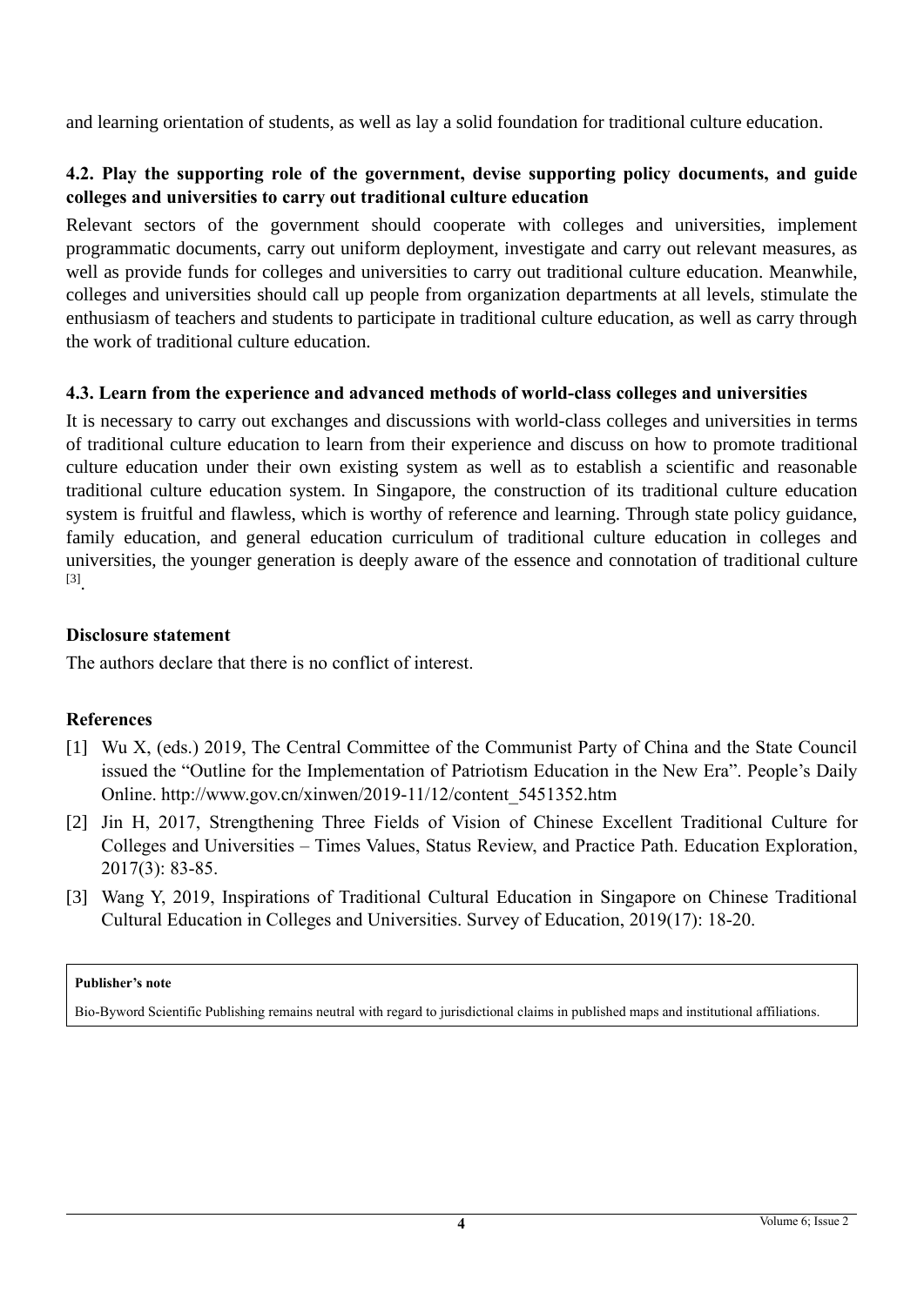and learning orientation of students, as well as lay a solid foundation for traditional culture education.

### 4.2. Play the supporting role of the government, devise supporting policy documents, and guide colleges and universities to carry out traditional culture education

Relevant sectors of the government should cooperate with colleges and universities, implement programmatic documents, carry out uniform deployment, investigate and carry out relevant measures, as well as provide funds for colleges and universities to carry out traditional culture education. Meanwhile, colleges and universities should call up people from organization departments at all levels, stimulate the enthusiasm of teachers and students to participate in traditional culture education, as well as carry through the work of traditional culture education.

### 4.3. Learn from the experience and advanced methods of world-class colleges and universities

It is necessary to carry out exchanges and discussions with world-class colleges and universities in terms of traditional culture education to learn from their experience and discuss on how to promote traditional culture education under their own existing system as well as to establish a scientific and reasonable traditional culture education system. In Singapore, the construction of its traditional culture education system is fruitful and flawless, which is worthy of reference and learning. Through state policy guidance, family education, and general education curriculum of traditional culture education in colleges and universities, the younger generation is deeply aware of the essence and connotation of traditional culture [3].

## Disclosure statement

The authors declare that there is no conflict of interest.

## References

[1] Wu X, (eds.) 2019, The Central Committee of the Communist Party of China and the State Council issued the "Outline for the Implementation of Patriotism Education in the New Era". People's Daily Online. http://www.gov.cn/xinwen/2019-11/12/content_5451352.htm

[2] Jin H, 2017, Strengthening Three Fields of Vision of Chinese Excellent Traditional Culture for Colleges and Universities – Times Values, Status Review, and Practice Path. Education Exploration, 2017(3): 83-85.

[3] Wang Y, 2019, Inspirations of Traditional Cultural Education in Singapore on Chinese Traditional Cultural Education in Colleges and Universities. Survey of Education, 2019(17): 18-20.

**Publisher's note**

Bio-Byword Scientific Publishing remains neutral with regard to jurisdictional claims in published maps and institutional affiliations.